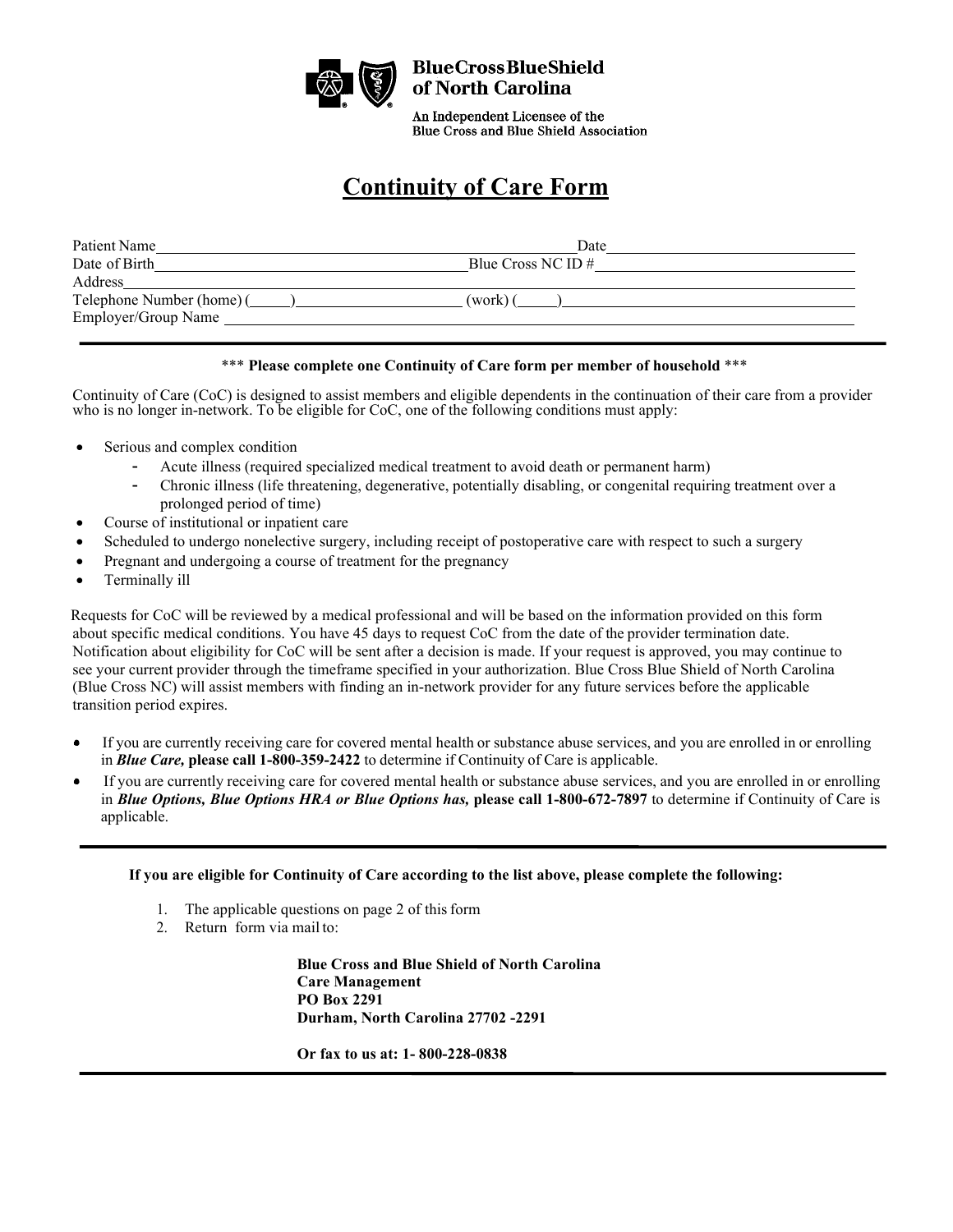**BlueCross BlueShield of North Carolina**

An Independent Licensee of the Blue Cross and Blue Shield Association

# Continuity of Care Form

Patient Name\_\_\_\_\_\_\_\_\_\_\_\_\_\_\_\_\_\_\_\_\_\_\_\_\_\_\_\_\_\_ Date\_\_\_\_\_\_\_\_\_\_\_\_\_\_\_\_\_\_\_\_

Date of Birth\_\_\_\_\_\_\_\_\_\_\_\_\_\_\_\_\_\_\_\_\_\_\_\_\_\_\_\_\_\_ Blue Cross NC ID # \_\_\_\_\_\_\_\_\_\_\_\_\_\_\_\_\_\_\_\_

Address\_\_\_\_\_\_\_\_\_\_\_\_\_\_\_\_\_\_\_\_\_\_\_\_\_\_\_\_\_\_\_\_\_\_\_\_\_\_\_\_\_\_\_\_\_\_\_\_\_\_

Telephone Number (home) (\_\_\_\_\_)\_\_\_\_\_\_\_\_\_\_\_\_\_\_\_\_\_\_ (work) (\_\_\_\_\_)\_\_\_\_\_\_\_\_\_\_\_\_\_\_\_\_\_\_

Employer/Group Name \_\_\_\_\_\_\_\_\_\_\_\_\_\_\_\_\_\_\_\_\_\_\_\_\_\_\_\_\_\_\_\_\_\_\_\_\_\_\_\_\_\_\_\_\_\_\_\_\_\_

---

\*\*\* **Please complete one Continuity of Care form per member of household** \*\*\*

Continuity of Care (CoC) is designed to assist members and eligible dependents in the continuation of their care from a provider who is no longer in-network. To be eligible for CoC, one of the following conditions must apply:

- Serious and complex condition
  - Acute illness (required specialized medical treatment to avoid death or permanent harm)
  - Chronic illness (life threatening, degenerative, potentially disabling, or congenital requiring treatment over a prolonged period of time)
- Course of institutional or inpatient care
- Scheduled to undergo nonelective surgery, including receipt of postoperative care with respect to such a surgery
- Pregnant and undergoing a course of treatment for the pregnancy
- Terminally ill

Requests for CoC will be reviewed by a medical professional and will be based on the information provided on this form about specific medical conditions. You have 45 days to request CoC from the date of the provider termination date. Notification about eligibility for CoC will be sent after a decision is made. If your request is approved, you may continue to see your current provider through the timeframe specified in your authorization. Blue Cross Blue Shield of North Carolina (Blue Cross NC) will assist members with finding an in-network provider for any future services before the applicable transition period expires.

- If you are currently receiving care for covered mental health or substance abuse services, and you are enrolled in or enrolling in ***Blue Care,*** **please call 1-800-359-2422** to determine if Continuity of Care is applicable.
- If you are currently receiving care for covered mental health or substance abuse services, and you are enrolled in or enrolling in ***Blue Options, Blue Options HRA or Blue Options has,*** **please call 1-800-672-7897** to determine if Continuity of Care is applicable.

---

**If you are eligible for Continuity of Care according to the list above, please complete the following:**

1. The applicable questions on page 2 of this form
2. Return form via mail to:

**Blue Cross and Blue Shield of North Carolina**
**Care Management**
**PO Box 2291**
**Durham, North Carolina 27702 -2291**

**Or fax to us at: 1- 800-228-0838**

---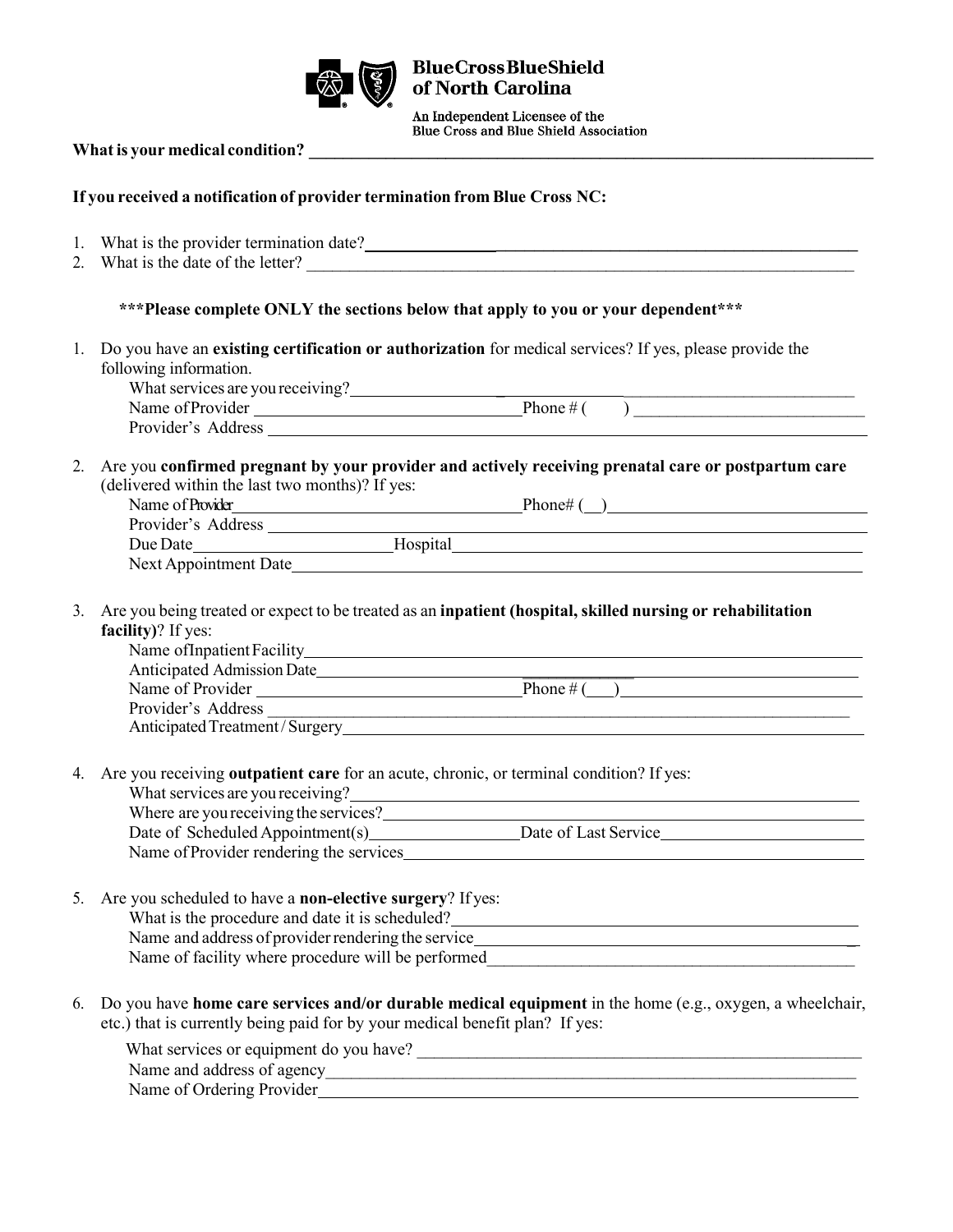BlueCross BlueShield of North Carolina

An Independent Licensee of the Blue Cross and Blue Shield Association

**What is your medical condition?** ______________________________________________

**If you received a notification of provider termination from Blue Cross NC:**

1. What is the provider termination date? ______________________________________________
2. What is the date of the letter? ______________________________________________

**\*\*\*Please complete ONLY the sections below that apply to you or your dependent\*\*\***

1. Do you have an **existing certification or authorization** for medical services? If yes, please provide the following information.
   What services are you receiving? ______________________________________________
   Name of Provider ______________________ Phone # (      ) ______________________
   Provider's Address ______________________________________________

2. Are you **confirmed pregnant by your provider and actively receiving prenatal care or postpartum care** (delivered within the last two months)? If yes:
   Name of Provider ______________________ Phone# (  ) ______________________
   Provider's Address ______________________________________________
   Due Date ______________________ Hospital ______________________
   Next Appointment Date ______________________________________________

3. Are you being treated or expect to be treated as an **inpatient (hospital, skilled nursing or rehabilitation facility)**? If yes:
   Name of Inpatient Facility ______________________________________________
   Anticipated Admission Date ______________________________________________
   Name of Provider ______________________ Phone # (   ) ______________________
   Provider's Address ______________________________________________
   Anticipated Treatment / Surgery ______________________________________________

4. Are you receiving **outpatient care** for an acute, chronic, or terminal condition? If yes:
   What services are you receiving? ______________________________________________
   Where are you receiving the services? ______________________________________________
   Date of Scheduled Appointment(s) ______________________ Date of Last Service ______________________
   Name of Provider rendering the services ______________________________________________

5. Are you scheduled to have a **non-elective surgery**? If yes:
   What is the procedure and date it is scheduled? ______________________________________________
   Name and address of provider rendering the service ______________________________________________
   Name of facility where procedure will be performed ______________________________________________

6. Do you have **home care services and/or durable medical equipment** in the home (e.g., oxygen, a wheelchair, etc.) that is currently being paid for by your medical benefit plan? If yes:
   What services or equipment do you have? ______________________________________________
   Name and address of agency ______________________________________________
   Name of Ordering Provider ______________________________________________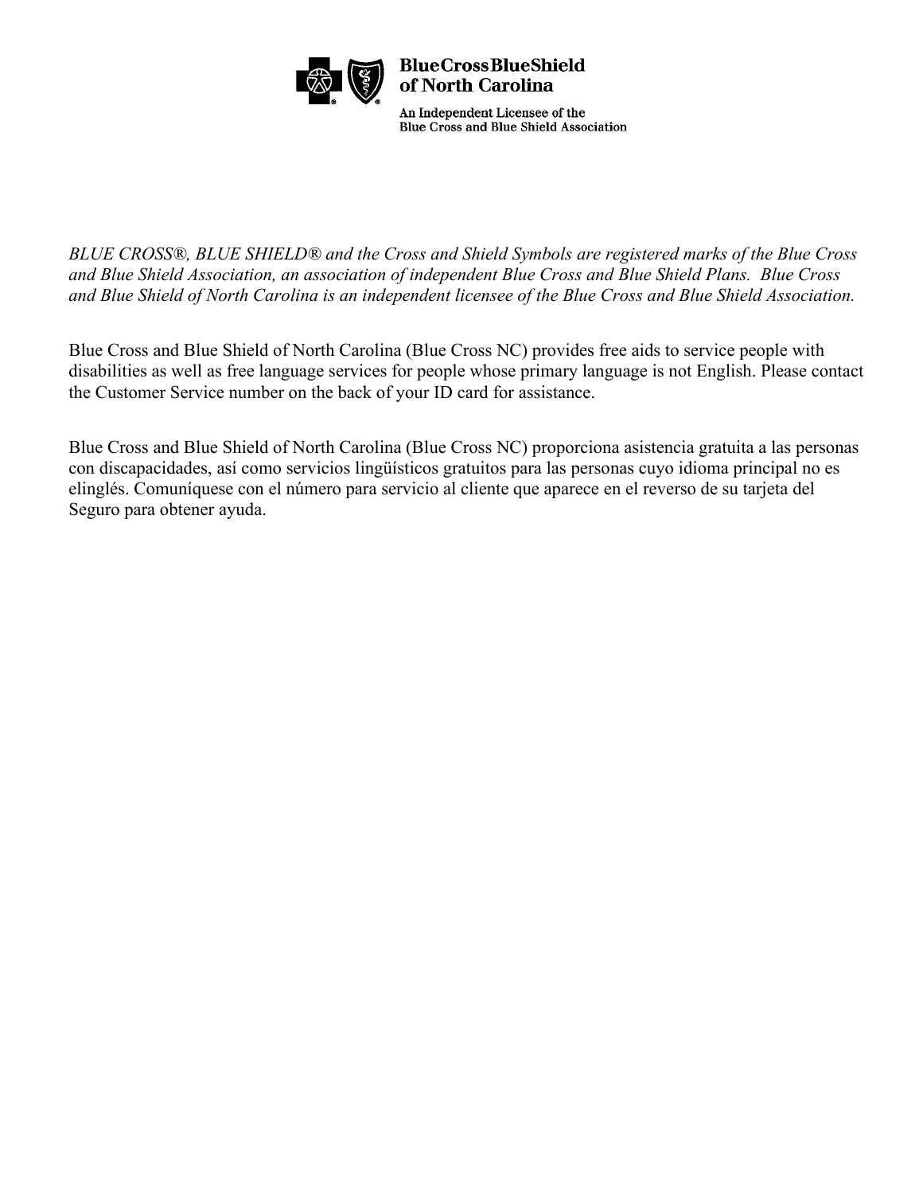BlueCross BlueShield of North Carolina

An Independent Licensee of the Blue Cross and Blue Shield Association

*BLUE CROSS®, BLUE SHIELD® and the Cross and Shield Symbols are registered marks of the Blue Cross and Blue Shield Association, an association of independent Blue Cross and Blue Shield Plans. Blue Cross and Blue Shield of North Carolina is an independent licensee of the Blue Cross and Blue Shield Association.*

Blue Cross and Blue Shield of North Carolina (Blue Cross NC) provides free aids to service people with disabilities as well as free language services for people whose primary language is not English. Please contact the Customer Service number on the back of your ID card for assistance.

Blue Cross and Blue Shield of North Carolina (Blue Cross NC) proporciona asistencia gratuita a las personas con discapacidades, así como servicios lingüísticos gratuitos para las personas cuyo idioma principal no es elinglés. Comuníquese con el número para servicio al cliente que aparece en el reverso de su tarjeta del Seguro para obtener ayuda.